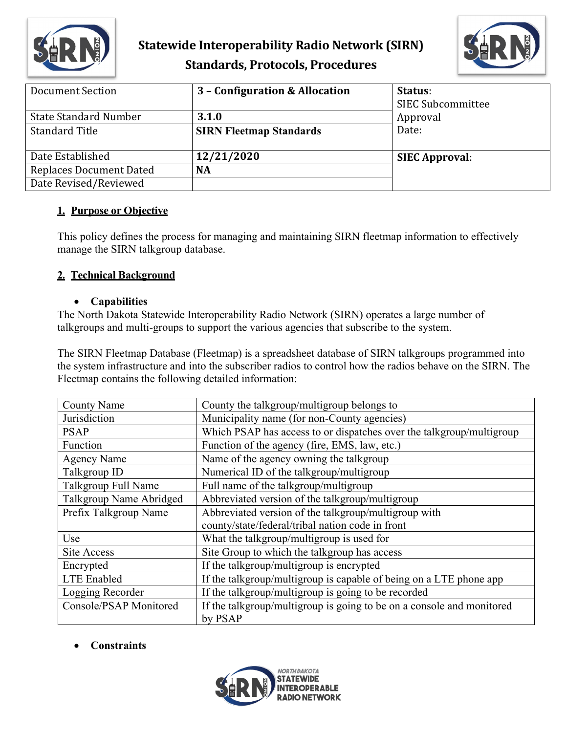# Statewide Interoperability Radio Network (SIRN) Standards, Protocols, Procedures

| | | |
|---|---|---|
| Document Section | **3 – Configuration & Allocation** | **Status**: SIEC Subcommittee Approval Date: |
| State Standard Number | **3.1.0** | |
| Standard Title | **SIRN Fleetmap Standards** | |
| Date Established | **12/21/2020** | **SIEC Approval**: |
| Replaces Document Dated | **NA** | |
| Date Revised/Reviewed | | |

## 1. Purpose or Objective

This policy defines the process for managing and maintaining SIRN fleetmap information to effectively manage the SIRN talkgroup database.

## 2. Technical Background

- **Capabilities**

The North Dakota Statewide Interoperability Radio Network (SIRN) operates a large number of talkgroups and multi-groups to support the various agencies that subscribe to the system.

The SIRN Fleetmap Database (Fleetmap) is a spreadsheet database of SIRN talkgroups programmed into the system infrastructure and into the subscriber radios to control how the radios behave on the SIRN. The Fleetmap contains the following detailed information:

| | |
|---|---|
| County Name | County the talkgroup/multigroup belongs to |
| Jurisdiction | Municipality name (for non-County agencies) |
| PSAP | Which PSAP has access to or dispatches over the talkgroup/multigroup |
| Function | Function of the agency (fire, EMS, law, etc.) |
| Agency Name | Name of the agency owning the talkgroup |
| Talkgroup ID | Numerical ID of the talkgroup/multigroup |
| Talkgroup Full Name | Full name of the talkgroup/multigroup |
| Talkgroup Name Abridged | Abbreviated version of the talkgroup/multigroup |
| Prefix Talkgroup Name | Abbreviated version of the talkgroup/multigroup with county/state/federal/tribal nation code in front |
| Use | What the talkgroup/multigroup is used for |
| Site Access | Site Group to which the talkgroup has access |
| Encrypted | If the talkgroup/multigroup is encrypted |
| LTE Enabled | If the talkgroup/multigroup is capable of being on a LTE phone app |
| Logging Recorder | If the talkgroup/multigroup is going to be recorded |
| Console/PSAP Monitored | If the talkgroup/multigroup is going to be on a console and monitored by PSAP |

- **Constraints**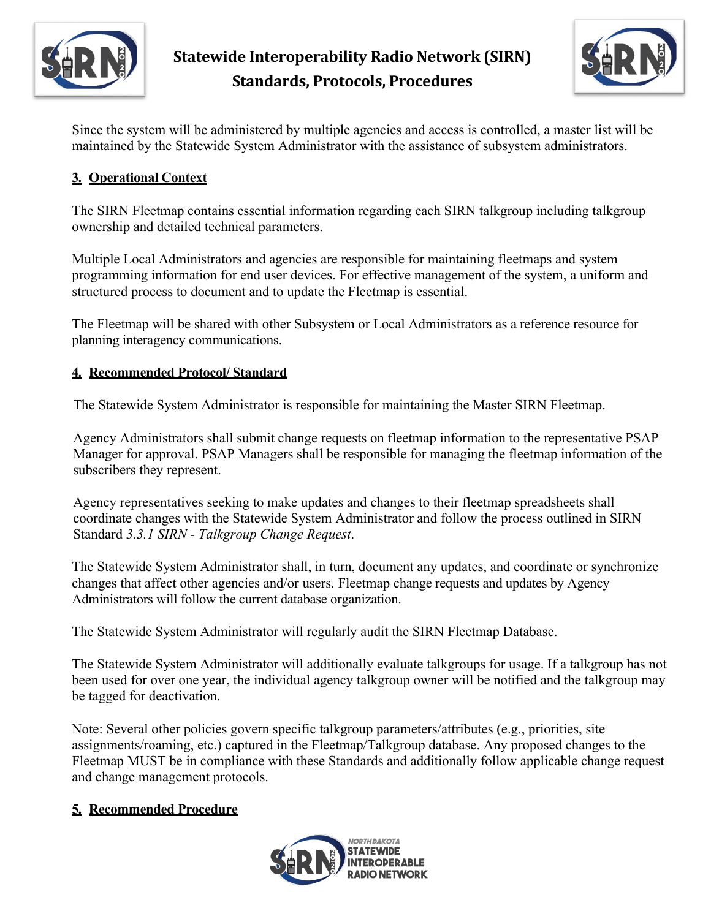Since the system will be administered by multiple agencies and access is controlled, a master list will be maintained by the Statewide System Administrator with the assistance of subsystem administrators.

## 3. Operational Context

The SIRN Fleetmap contains essential information regarding each SIRN talkgroup including talkgroup ownership and detailed technical parameters.

Multiple Local Administrators and agencies are responsible for maintaining fleetmaps and system programming information for end user devices. For effective management of the system, a uniform and structured process to document and to update the Fleetmap is essential.

The Fleetmap will be shared with other Subsystem or Local Administrators as a reference resource for planning interagency communications.

## 4. Recommended Protocol/ Standard

The Statewide System Administrator is responsible for maintaining the Master SIRN Fleetmap.

Agency Administrators shall submit change requests on fleetmap information to the representative PSAP Manager for approval. PSAP Managers shall be responsible for managing the fleetmap information of the subscribers they represent.

Agency representatives seeking to make updates and changes to their fleetmap spreadsheets shall coordinate changes with the Statewide System Administrator and follow the process outlined in SIRN Standard *3.3.1 SIRN - Talkgroup Change Request*.

The Statewide System Administrator shall, in turn, document any updates, and coordinate or synchronize changes that affect other agencies and/or users. Fleetmap change requests and updates by Agency Administrators will follow the current database organization.

The Statewide System Administrator will regularly audit the SIRN Fleetmap Database.

The Statewide System Administrator will additionally evaluate talkgroups for usage. If a talkgroup has not been used for over one year, the individual agency talkgroup owner will be notified and the talkgroup may be tagged for deactivation.

Note: Several other policies govern specific talkgroup parameters/attributes (e.g., priorities, site assignments/roaming, etc.) captured in the Fleetmap/Talkgroup database. Any proposed changes to the Fleetmap MUST be in compliance with these Standards and additionally follow applicable change request and change management protocols.

## 5. Recommended Procedure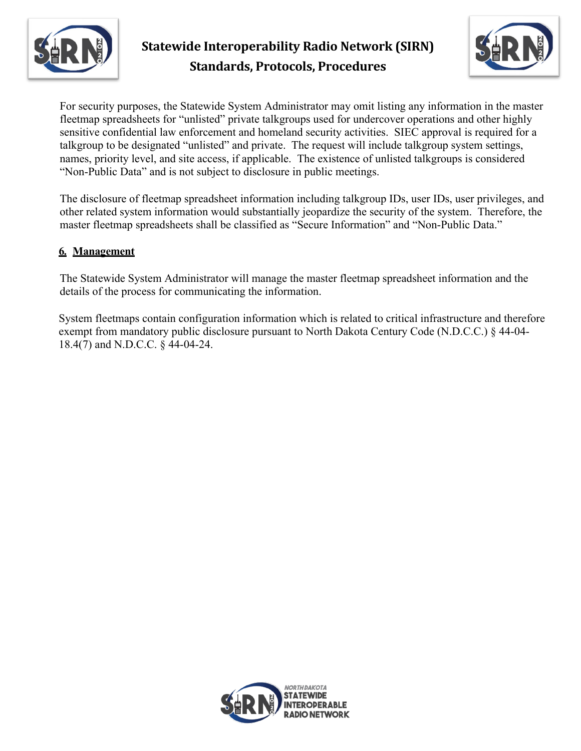For security purposes, the Statewide System Administrator may omit listing any information in the master fleetmap spreadsheets for "unlisted" private talkgroups used for undercover operations and other highly sensitive confidential law enforcement and homeland security activities. SIEC approval is required for a talkgroup to be designated "unlisted" and private. The request will include talkgroup system settings, names, priority level, and site access, if applicable. The existence of unlisted talkgroups is considered "Non-Public Data" and is not subject to disclosure in public meetings.

The disclosure of fleetmap spreadsheet information including talkgroup IDs, user IDs, user privileges, and other related system information would substantially jeopardize the security of the system. Therefore, the master fleetmap spreadsheets shall be classified as "Secure Information" and "Non-Public Data."

## 6. Management

The Statewide System Administrator will manage the master fleetmap spreadsheet information and the details of the process for communicating the information.

System fleetmaps contain configuration information which is related to critical infrastructure and therefore exempt from mandatory public disclosure pursuant to North Dakota Century Code (N.D.C.C.) § 44-04-18.4(7) and N.D.C.C. § 44-04-24.